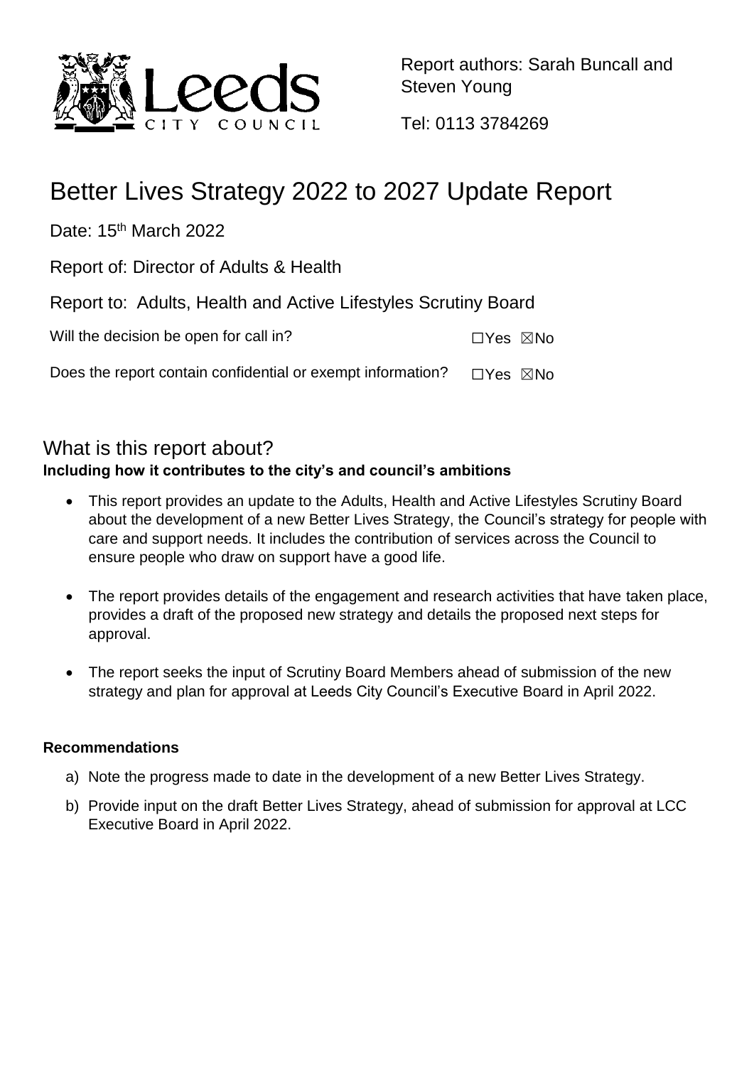Report authors: Sarah Buncall and Steven Young

Tel: 0113 3784269

# Better Lives Strategy 2022 to 2027 Update Report

Date: 15th March 2022

Report of: Director of Adults & Health

Report to: Adults, Health and Active Lifestyles Scrutiny Board

Will the decision be open for call in? ☐Yes ☒No

Does the report contain confidential or exempt information? ☐Yes ☒No

## What is this report about?

**Including how it contributes to the city's and council's ambitions**

- This report provides an update to the Adults, Health and Active Lifestyles Scrutiny Board about the development of a new Better Lives Strategy, the Council's strategy for people with care and support needs. It includes the contribution of services across the Council to ensure people who draw on support have a good life.
- The report provides details of the engagement and research activities that have taken place, provides a draft of the proposed new strategy and details the proposed next steps for approval.
- The report seeks the input of Scrutiny Board Members ahead of submission of the new strategy and plan for approval at Leeds City Council's Executive Board in April 2022.

**Recommendations**

a) Note the progress made to date in the development of a new Better Lives Strategy.

b) Provide input on the draft Better Lives Strategy, ahead of submission for approval at LCC Executive Board in April 2022.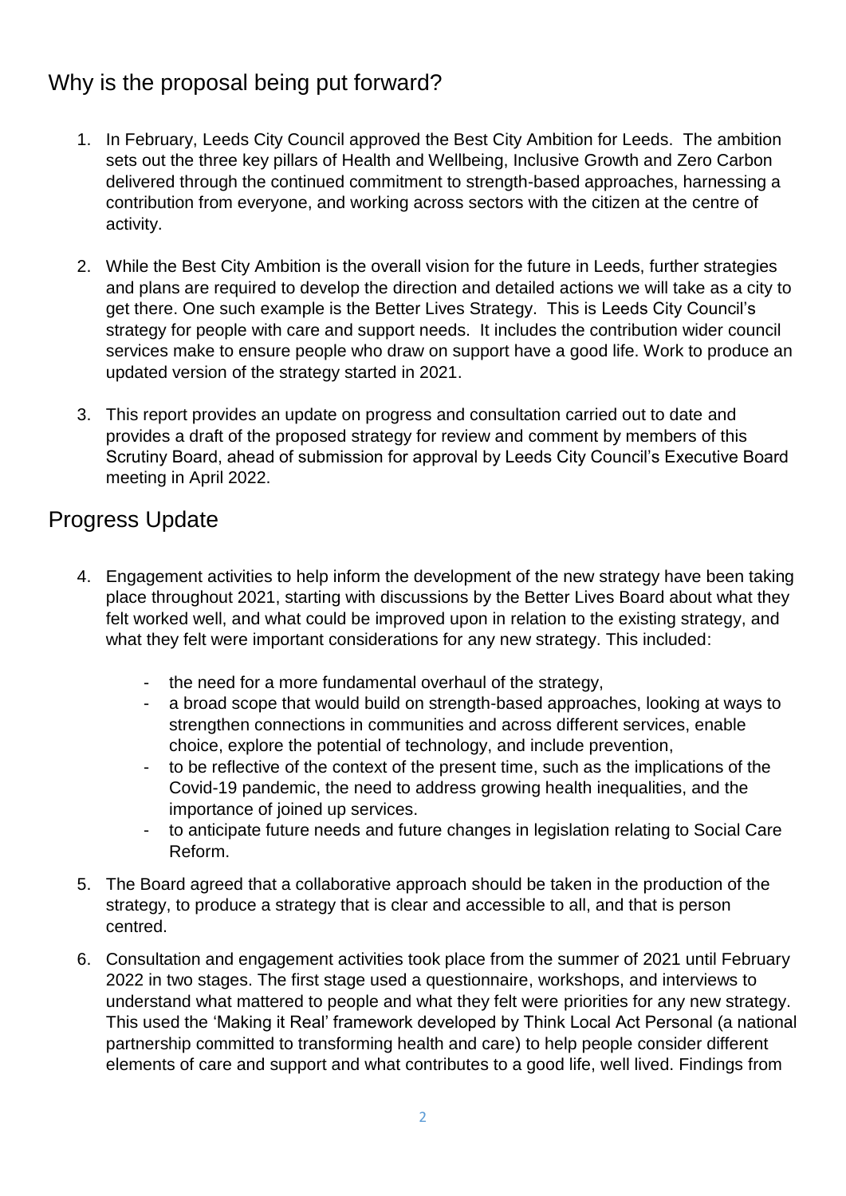## Why is the proposal being put forward?

1. In February, Leeds City Council approved the Best City Ambition for Leeds. The ambition sets out the three key pillars of Health and Wellbeing, Inclusive Growth and Zero Carbon delivered through the continued commitment to strength-based approaches, harnessing a contribution from everyone, and working across sectors with the citizen at the centre of activity.

2. While the Best City Ambition is the overall vision for the future in Leeds, further strategies and plans are required to develop the direction and detailed actions we will take as a city to get there. One such example is the Better Lives Strategy. This is Leeds City Council's strategy for people with care and support needs. It includes the contribution wider council services make to ensure people who draw on support have a good life. Work to produce an updated version of the strategy started in 2021.

3. This report provides an update on progress and consultation carried out to date and provides a draft of the proposed strategy for review and comment by members of this Scrutiny Board, ahead of submission for approval by Leeds City Council's Executive Board meeting in April 2022.

## Progress Update

4. Engagement activities to help inform the development of the new strategy have been taking place throughout 2021, starting with discussions by the Better Lives Board about what they felt worked well, and what could be improved upon in relation to the existing strategy, and what they felt were important considerations for any new strategy. This included:

   - the need for a more fundamental overhaul of the strategy,
   - a broad scope that would build on strength-based approaches, looking at ways to strengthen connections in communities and across different services, enable choice, explore the potential of technology, and include prevention,
   - to be reflective of the context of the present time, such as the implications of the Covid-19 pandemic, the need to address growing health inequalities, and the importance of joined up services.
   - to anticipate future needs and future changes in legislation relating to Social Care Reform.

5. The Board agreed that a collaborative approach should be taken in the production of the strategy, to produce a strategy that is clear and accessible to all, and that is person centred.

6. Consultation and engagement activities took place from the summer of 2021 until February 2022 in two stages. The first stage used a questionnaire, workshops, and interviews to understand what mattered to people and what they felt were priorities for any new strategy. This used the 'Making it Real' framework developed by Think Local Act Personal (a national partnership committed to transforming health and care) to help people consider different elements of care and support and what contributes to a good life, well lived. Findings from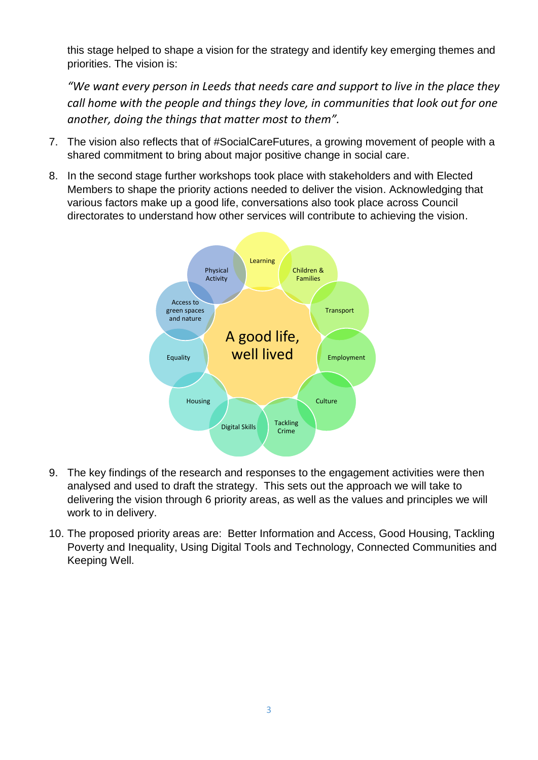this stage helped to shape a vision for the strategy and identify key emerging themes and priorities. The vision is:

*"We want every person in Leeds that needs care and support to live in the place they call home with the people and things they love, in communities that look out for one another, doing the things that matter most to them".*

7. The vision also reflects that of #SocialCareFutures, a growing movement of people with a shared commitment to bring about major positive change in social care.

8. In the second stage further workshops took place with stakeholders and with Elected Members to shape the priority actions needed to deliver the vision. Acknowledging that various factors make up a good life, conversations also took place across Council directorates to understand how other services will contribute to achieving the vision.

A good life, well lived

- Learning
- Children & Families
- Transport
- Employment
- Culture
- Tackling Crime
- Digital Skills
- Housing
- Equality
- Access to green spaces and nature
- Physical Activity

9. The key findings of the research and responses to the engagement activities were then analysed and used to draft the strategy. This sets out the approach we will take to delivering the vision through 6 priority areas, as well as the values and principles we will work to in delivery.

10. The proposed priority areas are: Better Information and Access, Good Housing, Tackling Poverty and Inequality, Using Digital Tools and Technology, Connected Communities and Keeping Well.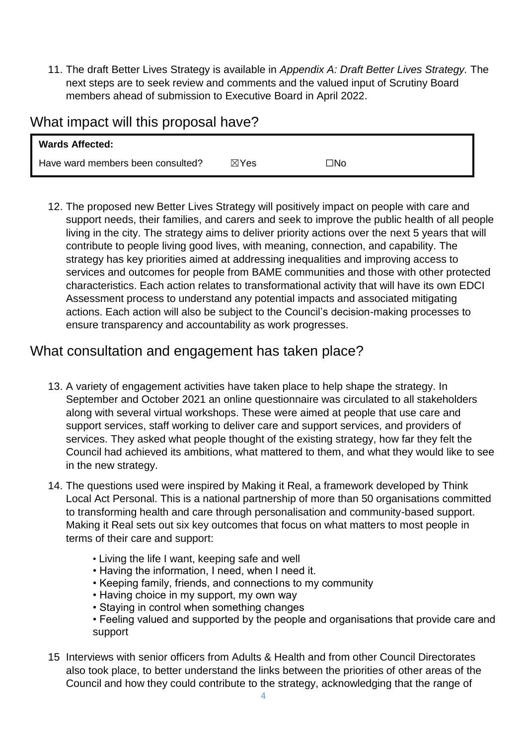11. The draft Better Lives Strategy is available in *Appendix A: Draft Better Lives Strategy.* The next steps are to seek review and comments and the valued input of Scrutiny Board members ahead of submission to Executive Board in April 2022.

## What impact will this proposal have?

| **Wards Affected:** | | |
|---|---|---|
| Have ward members been consulted? | ☒Yes | ☐No |

12. The proposed new Better Lives Strategy will positively impact on people with care and support needs, their families, and carers and seek to improve the public health of all people living in the city. The strategy aims to deliver priority actions over the next 5 years that will contribute to people living good lives, with meaning, connection, and capability. The strategy has key priorities aimed at addressing inequalities and improving access to services and outcomes for people from BAME communities and those with other protected characteristics. Each action relates to transformational activity that will have its own EDCI Assessment process to understand any potential impacts and associated mitigating actions. Each action will also be subject to the Council's decision-making processes to ensure transparency and accountability as work progresses.

## What consultation and engagement has taken place?

13. A variety of engagement activities have taken place to help shape the strategy. In September and October 2021 an online questionnaire was circulated to all stakeholders along with several virtual workshops. These were aimed at people that use care and support services, staff working to deliver care and support services, and providers of services. They asked what people thought of the existing strategy, how far they felt the Council had achieved its ambitions, what mattered to them, and what they would like to see in the new strategy.

14. The questions used were inspired by Making it Real, a framework developed by Think Local Act Personal. This is a national partnership of more than 50 organisations committed to transforming health and care through personalisation and community-based support. Making it Real sets out six key outcomes that focus on what matters to most people in terms of their care and support:

    - Living the life I want, keeping safe and well
    - Having the information, I need, when I need it.
    - Keeping family, friends, and connections to my community
    - Having choice in my support, my own way
    - Staying in control when something changes
    - Feeling valued and supported by the people and organisations that provide care and support

15 Interviews with senior officers from Adults & Health and from other Council Directorates also took place, to better understand the links between the priorities of other areas of the Council and how they could contribute to the strategy, acknowledging that the range of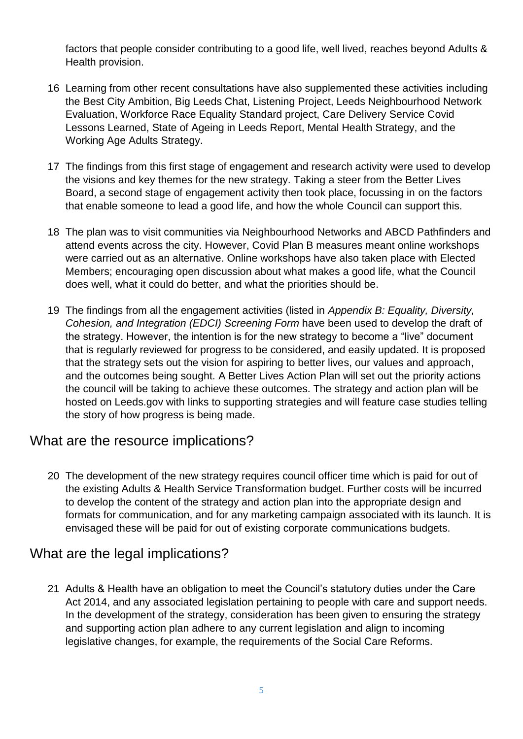factors that people consider contributing to a good life, well lived, reaches beyond Adults & Health provision.

16 Learning from other recent consultations have also supplemented these activities including the Best City Ambition, Big Leeds Chat, Listening Project, Leeds Neighbourhood Network Evaluation, Workforce Race Equality Standard project, Care Delivery Service Covid Lessons Learned, State of Ageing in Leeds Report, Mental Health Strategy, and the Working Age Adults Strategy.

17 The findings from this first stage of engagement and research activity were used to develop the visions and key themes for the new strategy. Taking a steer from the Better Lives Board, a second stage of engagement activity then took place, focussing in on the factors that enable someone to lead a good life, and how the whole Council can support this.

18 The plan was to visit communities via Neighbourhood Networks and ABCD Pathfinders and attend events across the city. However, Covid Plan B measures meant online workshops were carried out as an alternative. Online workshops have also taken place with Elected Members; encouraging open discussion about what makes a good life, what the Council does well, what it could do better, and what the priorities should be.

19 The findings from all the engagement activities (listed in *Appendix B: Equality, Diversity, Cohesion, and Integration (EDCI) Screening Form* have been used to develop the draft of the strategy. However, the intention is for the new strategy to become a "live" document that is regularly reviewed for progress to be considered, and easily updated. It is proposed that the strategy sets out the vision for aspiring to better lives, our values and approach, and the outcomes being sought. A Better Lives Action Plan will set out the priority actions the council will be taking to achieve these outcomes. The strategy and action plan will be hosted on Leeds.gov with links to supporting strategies and will feature case studies telling the story of how progress is being made.

## What are the resource implications?

20 The development of the new strategy requires council officer time which is paid for out of the existing Adults & Health Service Transformation budget. Further costs will be incurred to develop the content of the strategy and action plan into the appropriate design and formats for communication, and for any marketing campaign associated with its launch. It is envisaged these will be paid for out of existing corporate communications budgets.

## What are the legal implications?

21 Adults & Health have an obligation to meet the Council's statutory duties under the Care Act 2014, and any associated legislation pertaining to people with care and support needs. In the development of the strategy, consideration has been given to ensuring the strategy and supporting action plan adhere to any current legislation and align to incoming legislative changes, for example, the requirements of the Social Care Reforms.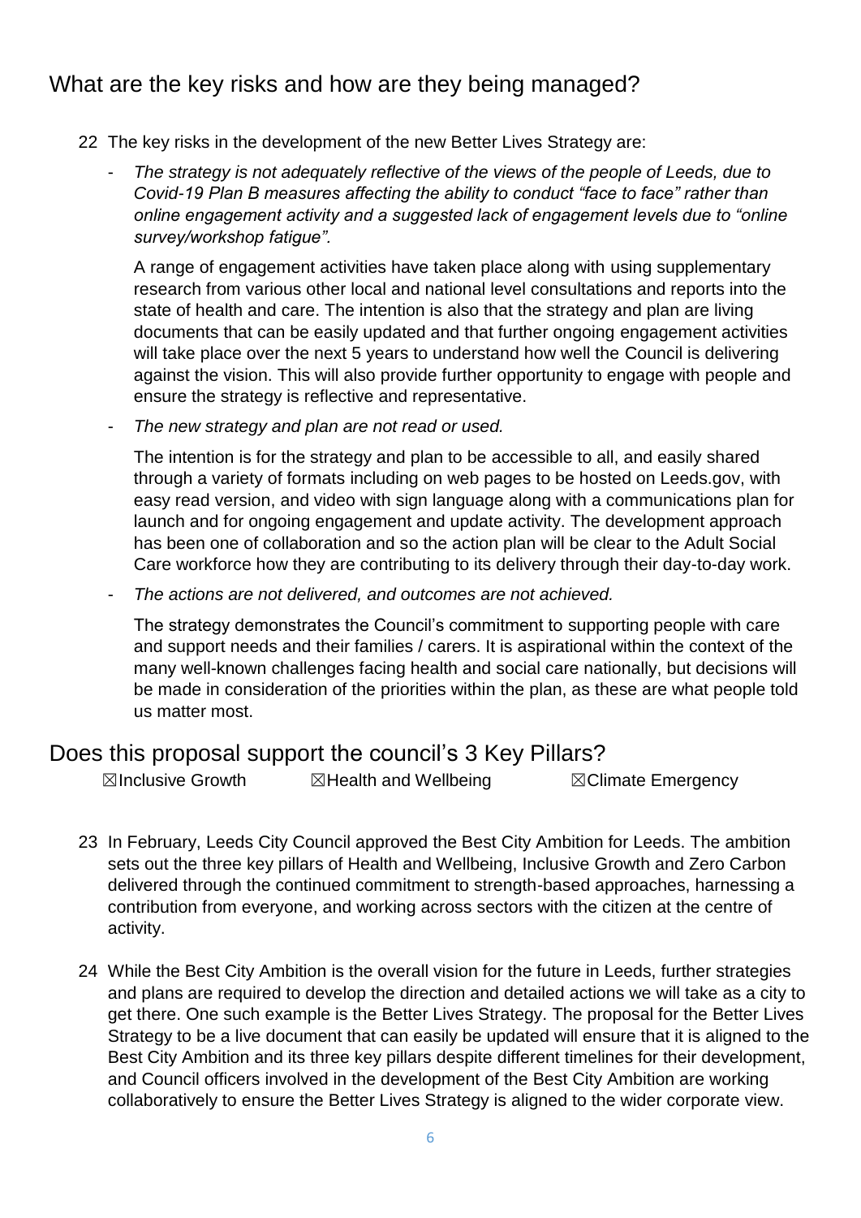## What are the key risks and how are they being managed?

22 The key risks in the development of the new Better Lives Strategy are:

- *The strategy is not adequately reflective of the views of the people of Leeds, due to Covid-19 Plan B measures affecting the ability to conduct "face to face" rather than online engagement activity and a suggested lack of engagement levels due to "online survey/workshop fatigue".*

  A range of engagement activities have taken place along with using supplementary research from various other local and national level consultations and reports into the state of health and care. The intention is also that the strategy and plan are living documents that can be easily updated and that further ongoing engagement activities will take place over the next 5 years to understand how well the Council is delivering against the vision. This will also provide further opportunity to engage with people and ensure the strategy is reflective and representative.

- *The new strategy and plan are not read or used.*

  The intention is for the strategy and plan to be accessible to all, and easily shared through a variety of formats including on web pages to be hosted on Leeds.gov, with easy read version, and video with sign language along with a communications plan for launch and for ongoing engagement and update activity. The development approach has been one of collaboration and so the action plan will be clear to the Adult Social Care workforce how they are contributing to its delivery through their day-to-day work.

- *The actions are not delivered, and outcomes are not achieved.*

  The strategy demonstrates the Council's commitment to supporting people with care and support needs and their families / carers. It is aspirational within the context of the many well-known challenges facing health and social care nationally, but decisions will be made in consideration of the priorities within the plan, as these are what people told us matter most.

## Does this proposal support the council's 3 Key Pillars?

☒Inclusive Growth ☒Health and Wellbeing ☒Climate Emergency

23 In February, Leeds City Council approved the Best City Ambition for Leeds. The ambition sets out the three key pillars of Health and Wellbeing, Inclusive Growth and Zero Carbon delivered through the continued commitment to strength-based approaches, harnessing a contribution from everyone, and working across sectors with the citizen at the centre of activity.

24 While the Best City Ambition is the overall vision for the future in Leeds, further strategies and plans are required to develop the direction and detailed actions we will take as a city to get there. One such example is the Better Lives Strategy. The proposal for the Better Lives Strategy to be a live document that can easily be updated will ensure that it is aligned to the Best City Ambition and its three key pillars despite different timelines for their development, and Council officers involved in the development of the Best City Ambition are working collaboratively to ensure the Better Lives Strategy is aligned to the wider corporate view.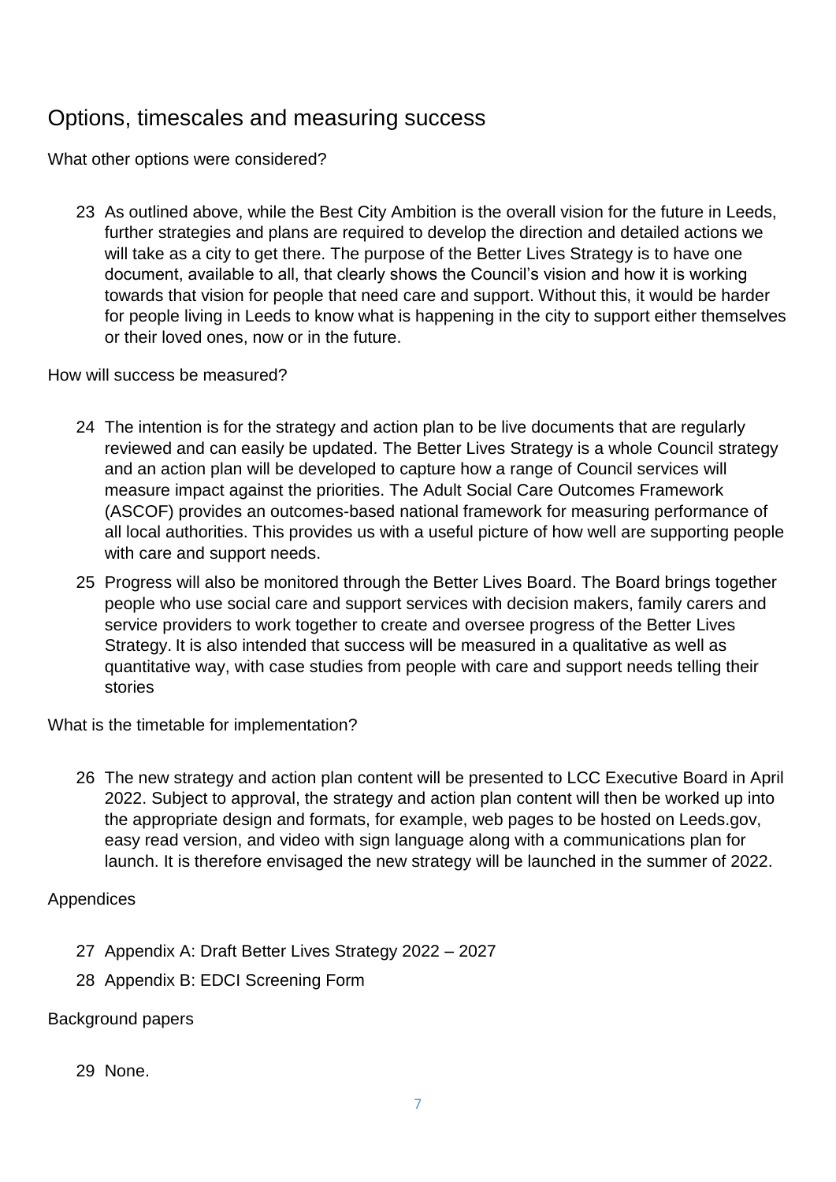## Options, timescales and measuring success

What other options were considered?

23 As outlined above, while the Best City Ambition is the overall vision for the future in Leeds, further strategies and plans are required to develop the direction and detailed actions we will take as a city to get there. The purpose of the Better Lives Strategy is to have one document, available to all, that clearly shows the Council's vision and how it is working towards that vision for people that need care and support. Without this, it would be harder for people living in Leeds to know what is happening in the city to support either themselves or their loved ones, now or in the future.

How will success be measured?

24 The intention is for the strategy and action plan to be live documents that are regularly reviewed and can easily be updated. The Better Lives Strategy is a whole Council strategy and an action plan will be developed to capture how a range of Council services will measure impact against the priorities. The Adult Social Care Outcomes Framework (ASCOF) provides an outcomes-based national framework for measuring performance of all local authorities. This provides us with a useful picture of how well are supporting people with care and support needs.

25 Progress will also be monitored through the Better Lives Board. The Board brings together people who use social care and support services with decision makers, family carers and service providers to work together to create and oversee progress of the Better Lives Strategy. It is also intended that success will be measured in a qualitative as well as quantitative way, with case studies from people with care and support needs telling their stories

What is the timetable for implementation?

26 The new strategy and action plan content will be presented to LCC Executive Board in April 2022. Subject to approval, the strategy and action plan content will then be worked up into the appropriate design and formats, for example, web pages to be hosted on Leeds.gov, easy read version, and video with sign language along with a communications plan for launch. It is therefore envisaged the new strategy will be launched in the summer of 2022.

Appendices

27 Appendix A: Draft Better Lives Strategy 2022 – 2027

28 Appendix B: EDCI Screening Form

Background papers

29 None.